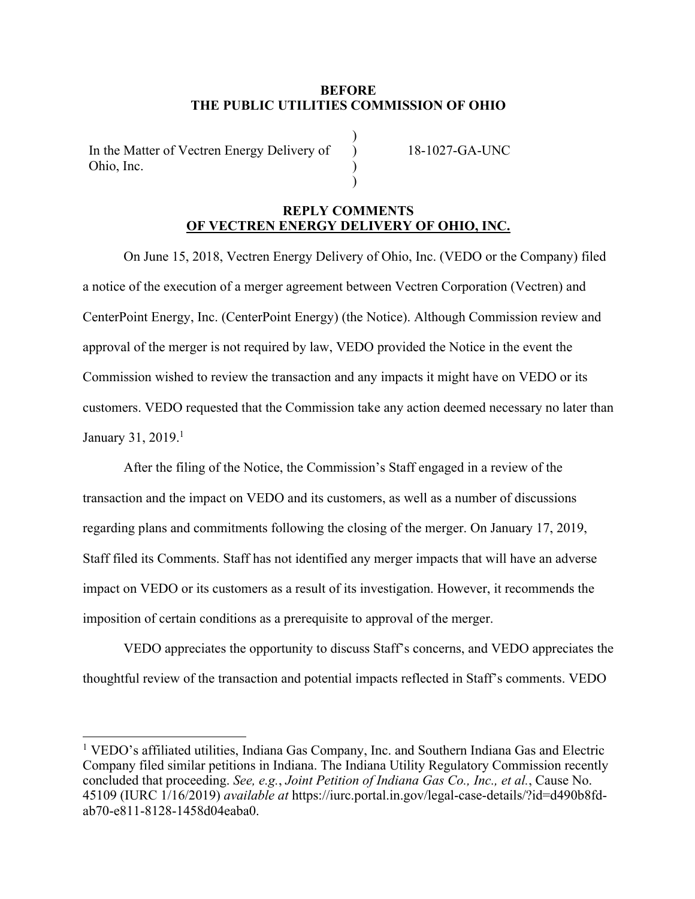**BEFORE**
**THE PUBLIC UTILITIES COMMISSION OF OHIO**

| | | |
|---|---|---|
| In the Matter of Vectren Energy Delivery of Ohio, Inc. | ) ) ) ) | 18-1027-GA-UNC |

**REPLY COMMENTS**
**OF VECTREN ENERGY DELIVERY OF OHIO, INC.**

On June 15, 2018, Vectren Energy Delivery of Ohio, Inc. (VEDO or the Company) filed a notice of the execution of a merger agreement between Vectren Corporation (Vectren) and CenterPoint Energy, Inc. (CenterPoint Energy) (the Notice). Although Commission review and approval of the merger is not required by law, VEDO provided the Notice in the event the Commission wished to review the transaction and any impacts it might have on VEDO or its customers. VEDO requested that the Commission take any action deemed necessary no later than January 31, 2019.[1]

After the filing of the Notice, the Commission's Staff engaged in a review of the transaction and the impact on VEDO and its customers, as well as a number of discussions regarding plans and commitments following the closing of the merger. On January 17, 2019, Staff filed its Comments. Staff has not identified any merger impacts that will have an adverse impact on VEDO or its customers as a result of its investigation. However, it recommends the imposition of certain conditions as a prerequisite to approval of the merger.

VEDO appreciates the opportunity to discuss Staff's concerns, and VEDO appreciates the thoughtful review of the transaction and potential impacts reflected in Staff's comments. VEDO

---

[1] VEDO's affiliated utilities, Indiana Gas Company, Inc. and Southern Indiana Gas and Electric Company filed similar petitions in Indiana. The Indiana Utility Regulatory Commission recently concluded that proceeding. *See, e.g.*, *Joint Petition of Indiana Gas Co., Inc., et al.*, Cause No. 45109 (IURC 1/16/2019) *available at* https://iurc.portal.in.gov/legal-case-details/?id=d490b8fd-ab70-e811-8128-1458d04eaba0.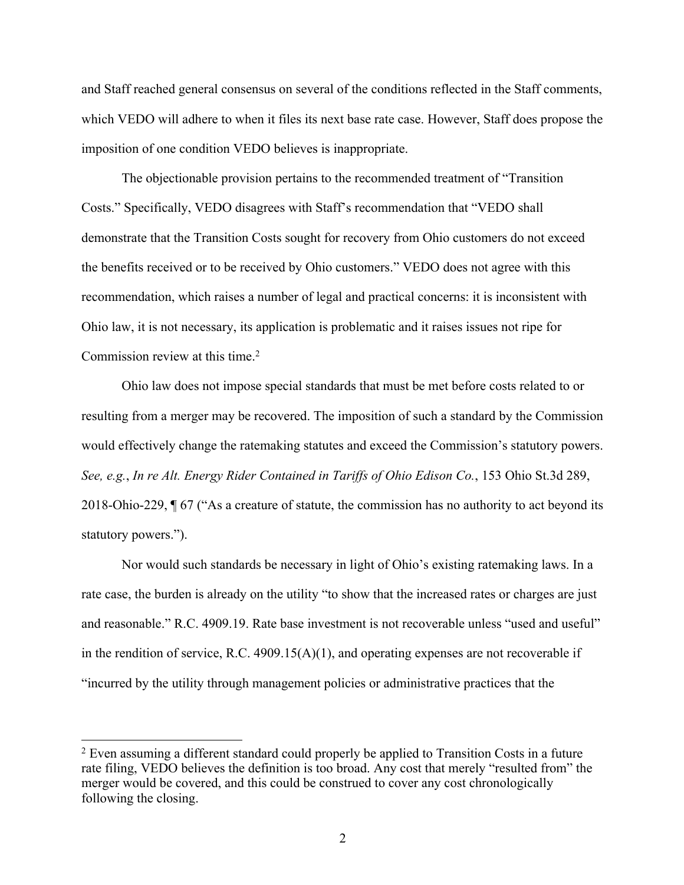and Staff reached general consensus on several of the conditions reflected in the Staff comments, which VEDO will adhere to when it files its next base rate case. However, Staff does propose the imposition of one condition VEDO believes is inappropriate.

The objectionable provision pertains to the recommended treatment of "Transition Costs." Specifically, VEDO disagrees with Staff's recommendation that "VEDO shall demonstrate that the Transition Costs sought for recovery from Ohio customers do not exceed the benefits received or to be received by Ohio customers." VEDO does not agree with this recommendation, which raises a number of legal and practical concerns: it is inconsistent with Ohio law, it is not necessary, its application is problematic and it raises issues not ripe for Commission review at this time.[2]

Ohio law does not impose special standards that must be met before costs related to or resulting from a merger may be recovered. The imposition of such a standard by the Commission would effectively change the ratemaking statutes and exceed the Commission's statutory powers. *See, e.g.*, *In re Alt. Energy Rider Contained in Tariffs of Ohio Edison Co.*, 153 Ohio St.3d 289, 2018-Ohio-229, ¶ 67 ("As a creature of statute, the commission has no authority to act beyond its statutory powers.").

Nor would such standards be necessary in light of Ohio's existing ratemaking laws. In a rate case, the burden is already on the utility "to show that the increased rates or charges are just and reasonable." R.C. 4909.19. Rate base investment is not recoverable unless "used and useful" in the rendition of service, R.C. 4909.15(A)(1), and operating expenses are not recoverable if "incurred by the utility through management policies or administrative practices that the

[2] Even assuming a different standard could properly be applied to Transition Costs in a future rate filing, VEDO believes the definition is too broad. Any cost that merely "resulted from" the merger would be covered, and this could be construed to cover any cost chronologically following the closing.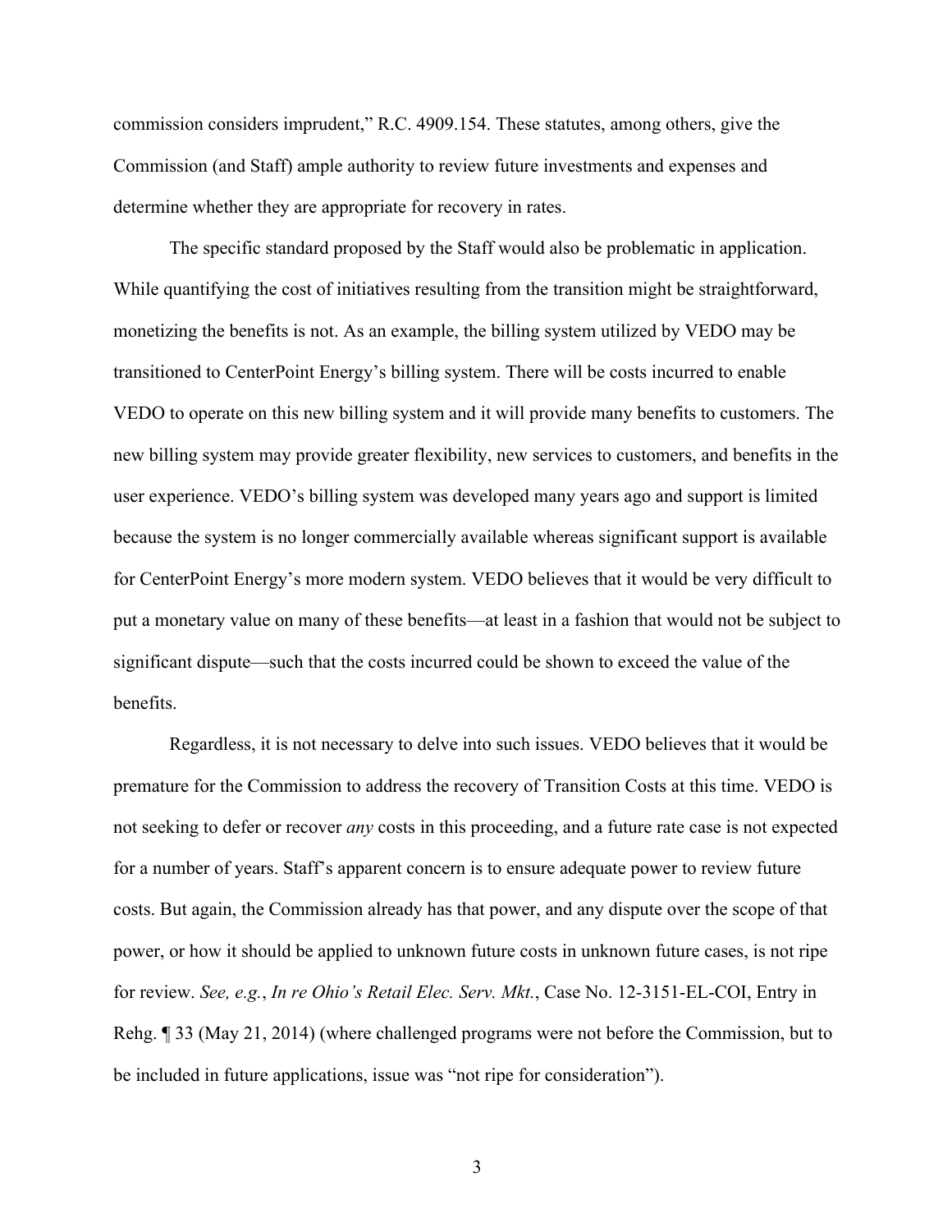commission considers imprudent," R.C. 4909.154. These statutes, among others, give the Commission (and Staff) ample authority to review future investments and expenses and determine whether they are appropriate for recovery in rates.

The specific standard proposed by the Staff would also be problematic in application. While quantifying the cost of initiatives resulting from the transition might be straightforward, monetizing the benefits is not. As an example, the billing system utilized by VEDO may be transitioned to CenterPoint Energy's billing system. There will be costs incurred to enable VEDO to operate on this new billing system and it will provide many benefits to customers. The new billing system may provide greater flexibility, new services to customers, and benefits in the user experience. VEDO's billing system was developed many years ago and support is limited because the system is no longer commercially available whereas significant support is available for CenterPoint Energy's more modern system. VEDO believes that it would be very difficult to put a monetary value on many of these benefits—at least in a fashion that would not be subject to significant dispute—such that the costs incurred could be shown to exceed the value of the benefits.

Regardless, it is not necessary to delve into such issues. VEDO believes that it would be premature for the Commission to address the recovery of Transition Costs at this time. VEDO is not seeking to defer or recover *any* costs in this proceeding, and a future rate case is not expected for a number of years. Staff's apparent concern is to ensure adequate power to review future costs. But again, the Commission already has that power, and any dispute over the scope of that power, or how it should be applied to unknown future costs in unknown future cases, is not ripe for review. *See, e.g.*, *In re Ohio's Retail Elec. Serv. Mkt.*, Case No. 12-3151-EL-COI, Entry in Rehg. ¶ 33 (May 21, 2014) (where challenged programs were not before the Commission, but to be included in future applications, issue was "not ripe for consideration").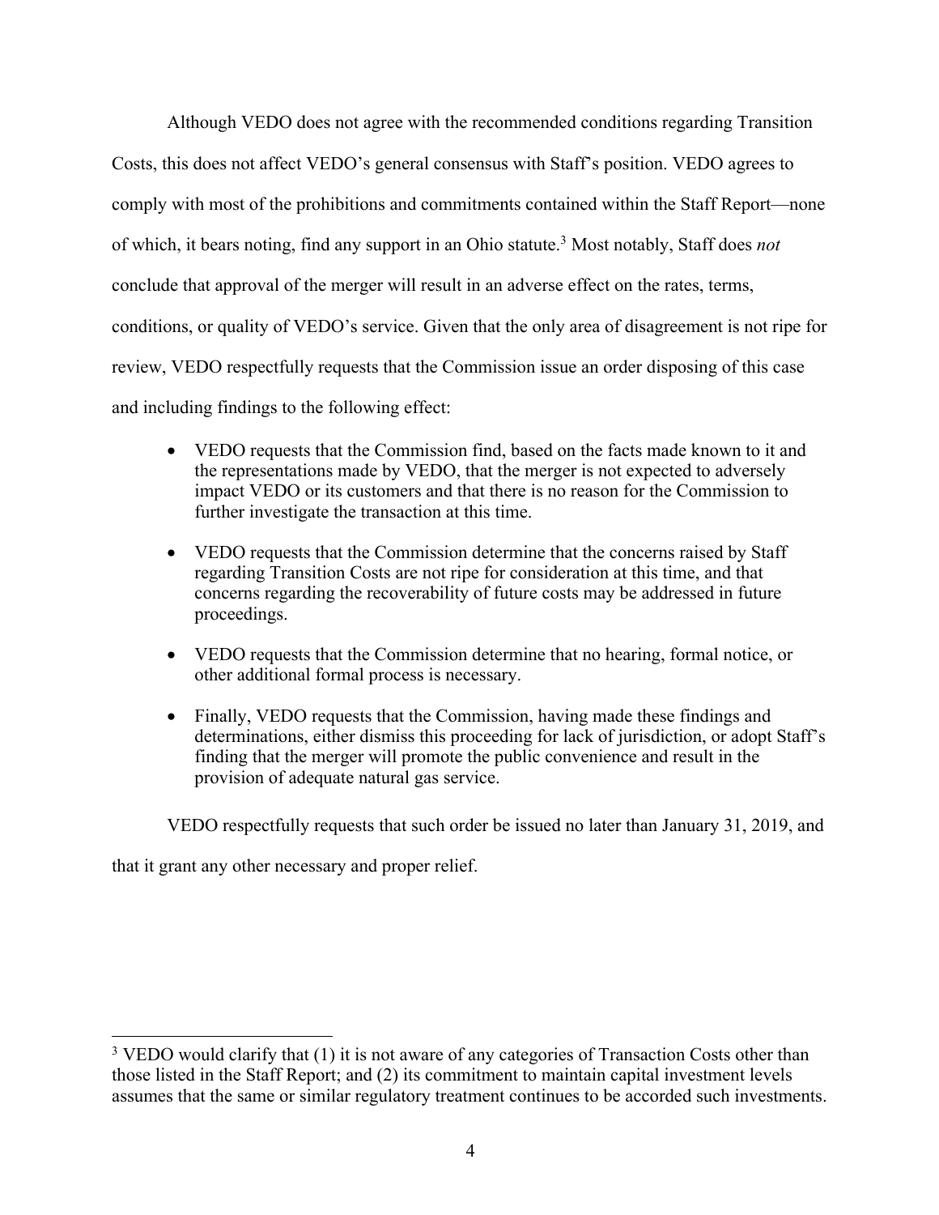Although VEDO does not agree with the recommended conditions regarding Transition Costs, this does not affect VEDO's general consensus with Staff's position. VEDO agrees to comply with most of the prohibitions and commitments contained within the Staff Report—none of which, it bears noting, find any support in an Ohio statute.[3] Most notably, Staff does *not* conclude that approval of the merger will result in an adverse effect on the rates, terms, conditions, or quality of VEDO's service. Given that the only area of disagreement is not ripe for review, VEDO respectfully requests that the Commission issue an order disposing of this case and including findings to the following effect:

- VEDO requests that the Commission find, based on the facts made known to it and the representations made by VEDO, that the merger is not expected to adversely impact VEDO or its customers and that there is no reason for the Commission to further investigate the transaction at this time.
- VEDO requests that the Commission determine that the concerns raised by Staff regarding Transition Costs are not ripe for consideration at this time, and that concerns regarding the recoverability of future costs may be addressed in future proceedings.
- VEDO requests that the Commission determine that no hearing, formal notice, or other additional formal process is necessary.
- Finally, VEDO requests that the Commission, having made these findings and determinations, either dismiss this proceeding for lack of jurisdiction, or adopt Staff's finding that the merger will promote the public convenience and result in the provision of adequate natural gas service.

VEDO respectfully requests that such order be issued no later than January 31, 2019, and that it grant any other necessary and proper relief.

---

[3] VEDO would clarify that (1) it is not aware of any categories of Transaction Costs other than those listed in the Staff Report; and (2) its commitment to maintain capital investment levels assumes that the same or similar regulatory treatment continues to be accorded such investments.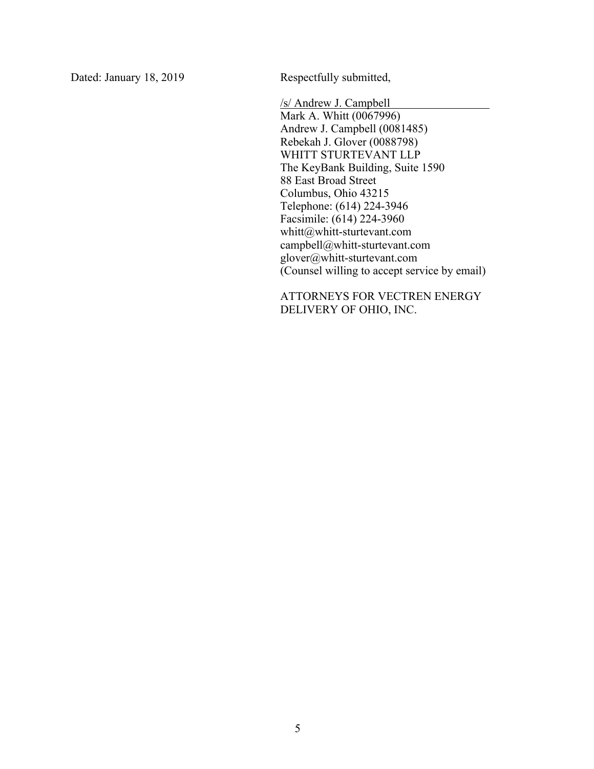Dated: January 18, 2019

Respectfully submitted,

/s/ Andrew J. Campbell
Mark A. Whitt (0067996)
Andrew J. Campbell (0081485)
Rebekah J. Glover (0088798)
WHITT STURTEVANT LLP
The KeyBank Building, Suite 1590
88 East Broad Street
Columbus, Ohio 43215
Telephone: (614) 224-3946
Facsimile: (614) 224-3960
whitt@whitt-sturtevant.com
campbell@whitt-sturtevant.com
glover@whitt-sturtevant.com
(Counsel willing to accept service by email)

ATTORNEYS FOR VECTREN ENERGY DELIVERY OF OHIO, INC.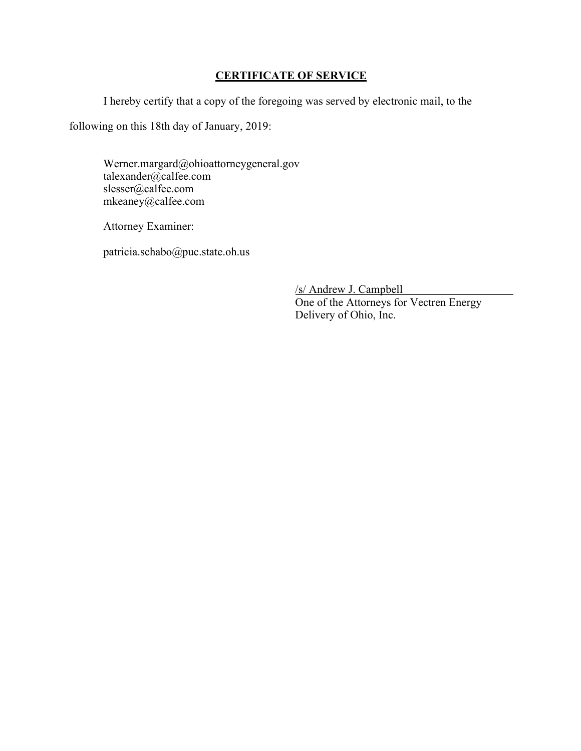## CERTIFICATE OF SERVICE

I hereby certify that a copy of the foregoing was served by electronic mail, to the following on this 18th day of January, 2019:

Werner.margard@ohioattorneygeneral.gov
talexander@calfee.com
slesser@calfee.com
mkeaney@calfee.com

Attorney Examiner:

patricia.schabo@puc.state.oh.us

/s/ Andrew J. Campbell
One of the Attorneys for Vectren Energy Delivery of Ohio, Inc.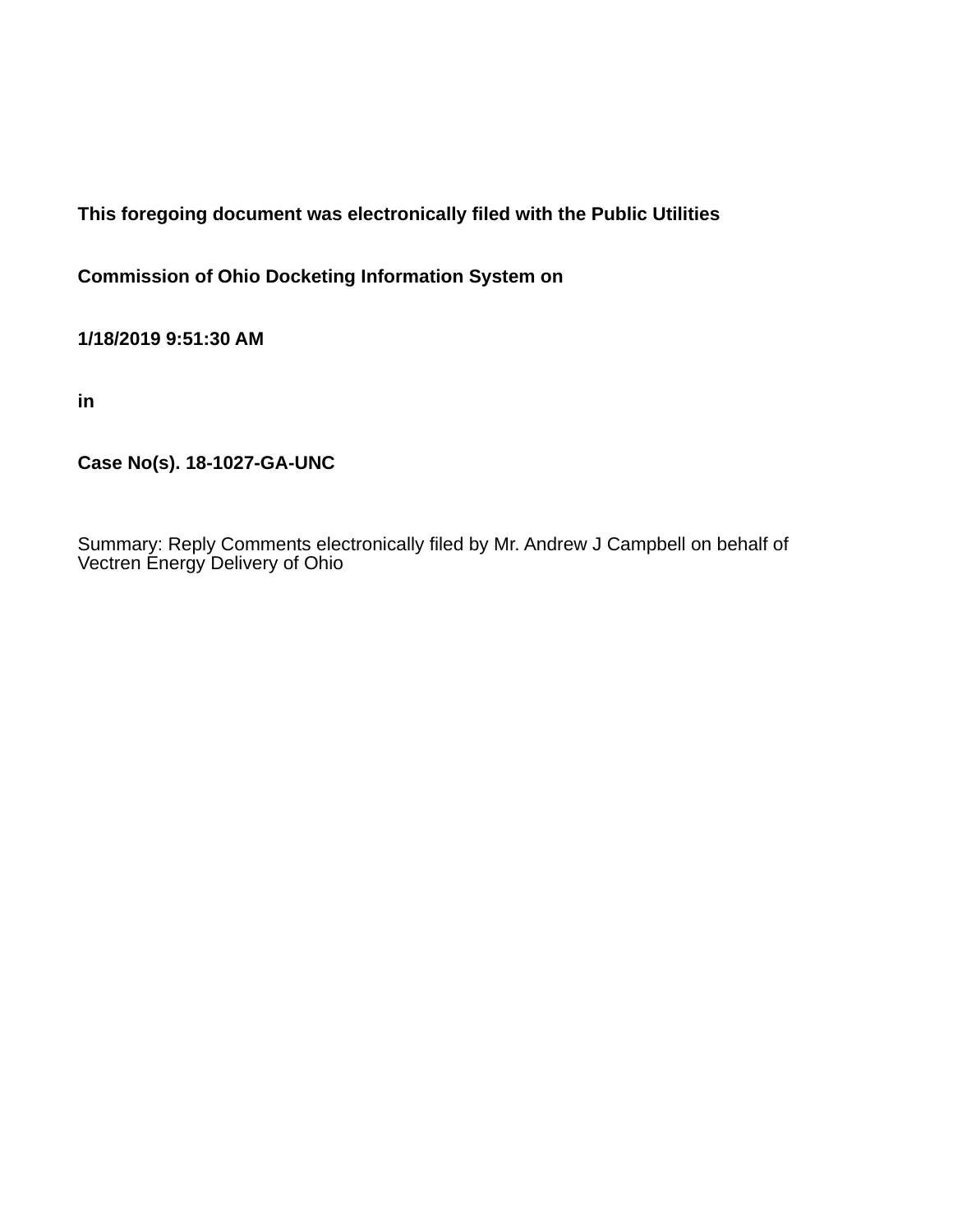**This foregoing document was electronically filed with the Public Utilities**

**Commission of Ohio Docketing Information System on**

**1/18/2019 9:51:30 AM**

**in**

**Case No(s). 18-1027-GA-UNC**

Summary: Reply Comments electronically filed by Mr. Andrew J Campbell on behalf of Vectren Energy Delivery of Ohio